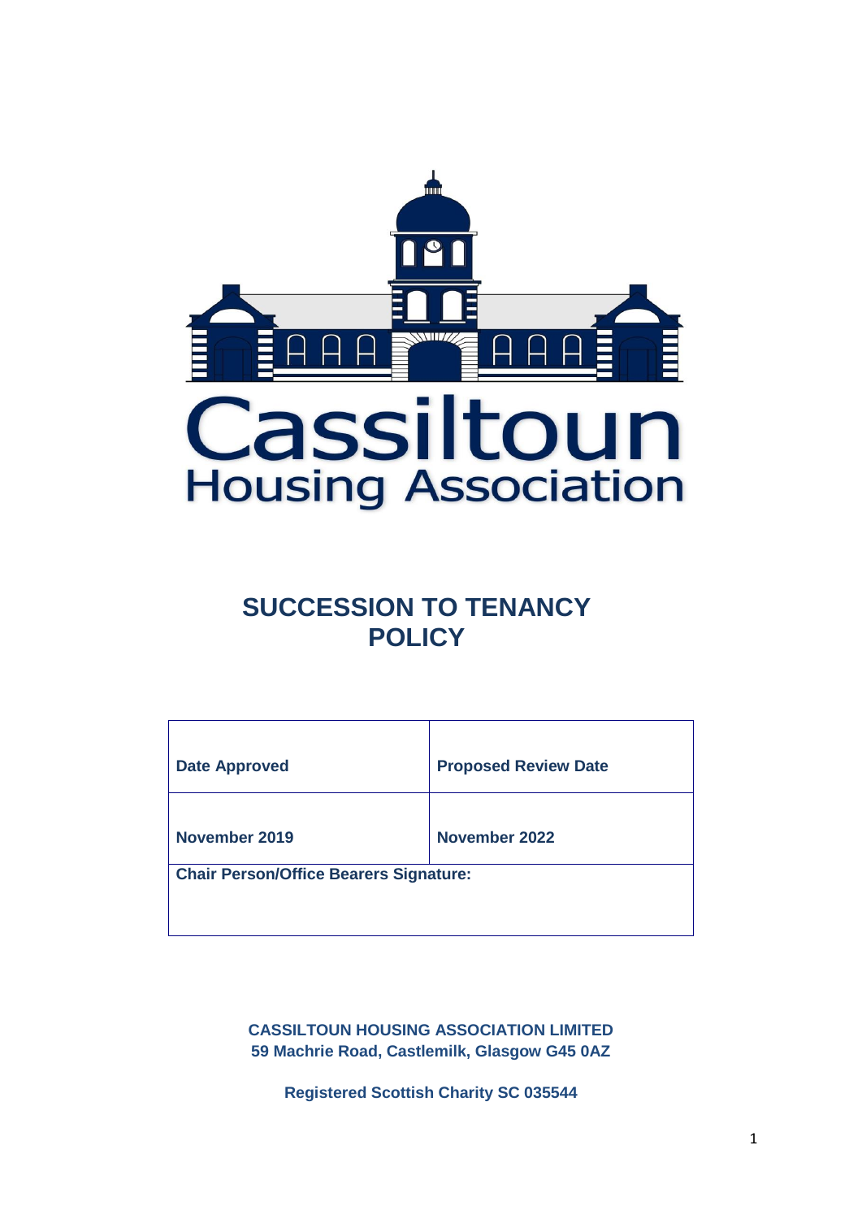Cassiltoun
Housing Association

# SUCCESSION TO TENANCY POLICY

| **Date Approved** | **Proposed Review Date** |
| --- | --- |
| **November 2019** | **November 2022** |
| **Chair Person/Office Bearers Signature:** | |

**CASSILTOUN HOUSING ASSOCIATION LIMITED**
**59 Machrie Road, Castlemilk, Glasgow G45 0AZ**

**Registered Scottish Charity SC 035544**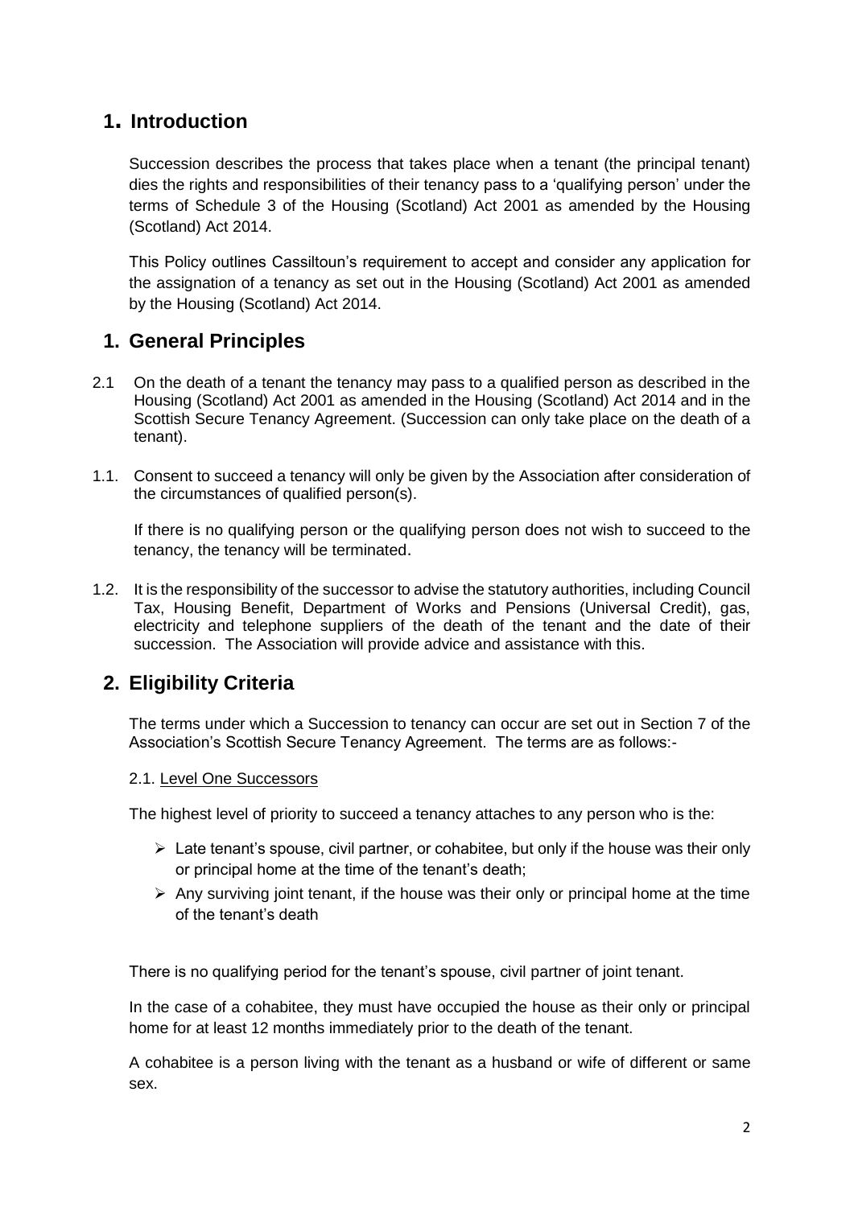# 1. Introduction

Succession describes the process that takes place when a tenant (the principal tenant) dies the rights and responsibilities of their tenancy pass to a 'qualifying person' under the terms of Schedule 3 of the Housing (Scotland) Act 2001 as amended by the Housing (Scotland) Act 2014.

This Policy outlines Cassiltoun's requirement to accept and consider any application for the assignation of a tenancy as set out in the Housing (Scotland) Act 2001 as amended by the Housing (Scotland) Act 2014.

# 1. General Principles

2.1 On the death of a tenant the tenancy may pass to a qualified person as described in the Housing (Scotland) Act 2001 as amended in the Housing (Scotland) Act 2014 and in the Scottish Secure Tenancy Agreement. (Succession can only take place on the death of a tenant).

1.1. Consent to succeed a tenancy will only be given by the Association after consideration of the circumstances of qualified person(s).

If there is no qualifying person or the qualifying person does not wish to succeed to the tenancy, the tenancy will be terminated.

1.2. It is the responsibility of the successor to advise the statutory authorities, including Council Tax, Housing Benefit, Department of Works and Pensions (Universal Credit), gas, electricity and telephone suppliers of the death of the tenant and the date of their succession. The Association will provide advice and assistance with this.

# 2. Eligibility Criteria

The terms under which a Succession to tenancy can occur are set out in Section 7 of the Association's Scottish Secure Tenancy Agreement. The terms are as follows:-

2.1. Level One Successors

The highest level of priority to succeed a tenancy attaches to any person who is the:

- Late tenant's spouse, civil partner, or cohabitee, but only if the house was their only or principal home at the time of the tenant's death;
- Any surviving joint tenant, if the house was their only or principal home at the time of the tenant's death

There is no qualifying period for the tenant's spouse, civil partner of joint tenant.

In the case of a cohabitee, they must have occupied the house as their only or principal home for at least 12 months immediately prior to the death of the tenant.

A cohabitee is a person living with the tenant as a husband or wife of different or same sex.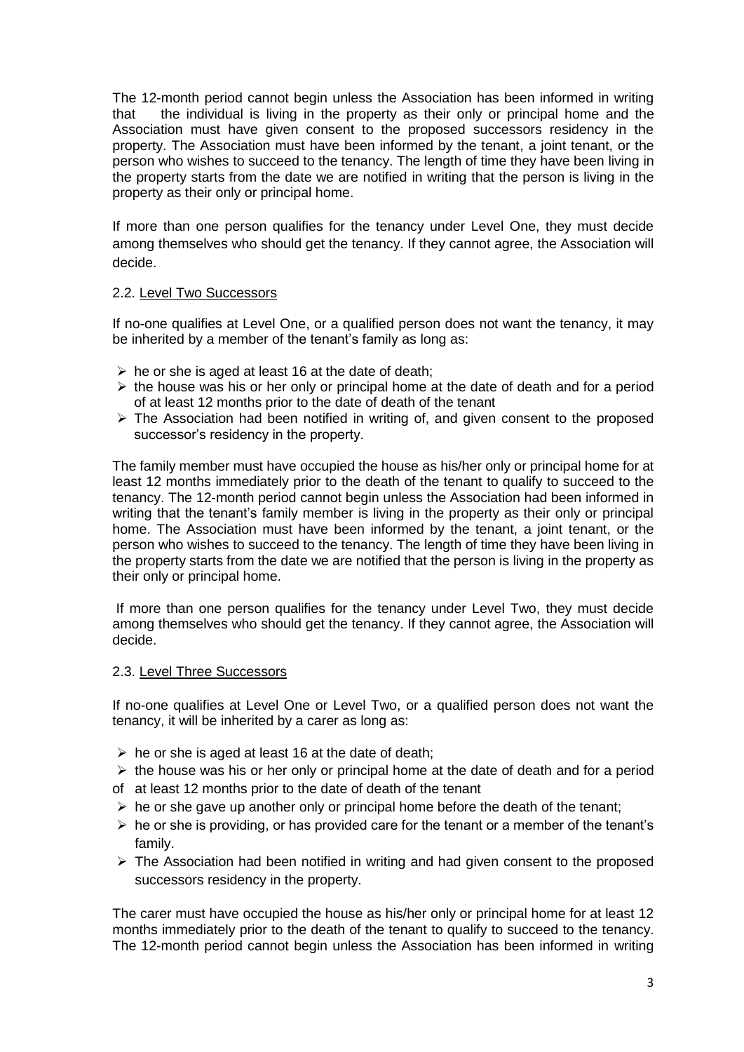The 12-month period cannot begin unless the Association has been informed in writing that the individual is living in the property as their only or principal home and the Association must have given consent to the proposed successors residency in the property. The Association must have been informed by the tenant, a joint tenant, or the person who wishes to succeed to the tenancy. The length of time they have been living in the property starts from the date we are notified in writing that the person is living in the property as their only or principal home.

If more than one person qualifies for the tenancy under Level One, they must decide among themselves who should get the tenancy. If they cannot agree, the Association will decide.

### 2.2. Level Two Successors

If no-one qualifies at Level One, or a qualified person does not want the tenancy, it may be inherited by a member of the tenant's family as long as:

- he or she is aged at least 16 at the date of death;
- the house was his or her only or principal home at the date of death and for a period of at least 12 months prior to the date of death of the tenant
- The Association had been notified in writing of, and given consent to the proposed successor's residency in the property.

The family member must have occupied the house as his/her only or principal home for at least 12 months immediately prior to the death of the tenant to qualify to succeed to the tenancy. The 12-month period cannot begin unless the Association had been informed in writing that the tenant's family member is living in the property as their only or principal home. The Association must have been informed by the tenant, a joint tenant, or the person who wishes to succeed to the tenancy. The length of time they have been living in the property starts from the date we are notified that the person is living in the property as their only or principal home.

If more than one person qualifies for the tenancy under Level Two, they must decide among themselves who should get the tenancy. If they cannot agree, the Association will decide.

### 2.3. Level Three Successors

If no-one qualifies at Level One or Level Two, or a qualified person does not want the tenancy, it will be inherited by a carer as long as:

- he or she is aged at least 16 at the date of death;
- the house was his or her only or principal home at the date of death and for a period of at least 12 months prior to the date of death of the tenant
- he or she gave up another only or principal home before the death of the tenant;
- he or she is providing, or has provided care for the tenant or a member of the tenant's family.
- The Association had been notified in writing and had given consent to the proposed successors residency in the property.

The carer must have occupied the house as his/her only or principal home for at least 12 months immediately prior to the death of the tenant to qualify to succeed to the tenancy. The 12-month period cannot begin unless the Association has been informed in writing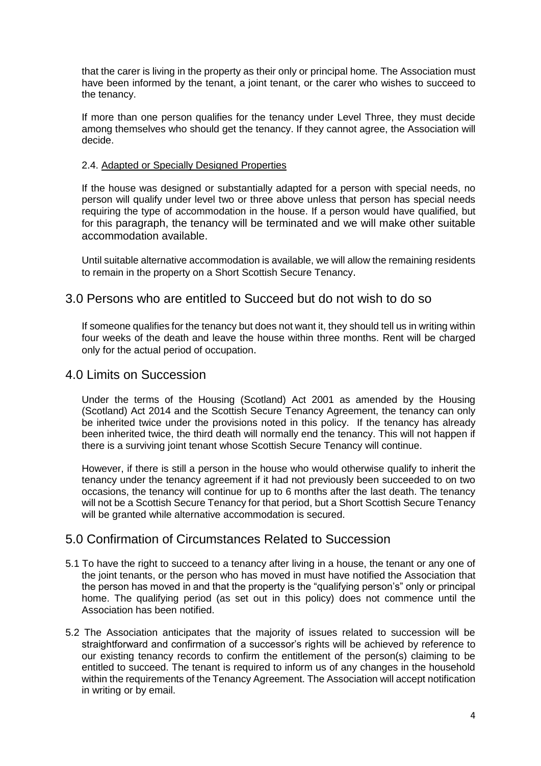that the carer is living in the property as their only or principal home. The Association must have been informed by the tenant, a joint tenant, or the carer who wishes to succeed to the tenancy.

If more than one person qualifies for the tenancy under Level Three, they must decide among themselves who should get the tenancy. If they cannot agree, the Association will decide.

### 2.4. Adapted or Specially Designed Properties

If the house was designed or substantially adapted for a person with special needs, no person will qualify under level two or three above unless that person has special needs requiring the type of accommodation in the house. If a person would have qualified, but for this paragraph, the tenancy will be terminated and we will make other suitable accommodation available.

Until suitable alternative accommodation is available, we will allow the remaining residents to remain in the property on a Short Scottish Secure Tenancy.

## 3.0 Persons who are entitled to Succeed but do not wish to do so

If someone qualifies for the tenancy but does not want it, they should tell us in writing within four weeks of the death and leave the house within three months. Rent will be charged only for the actual period of occupation.

## 4.0 Limits on Succession

Under the terms of the Housing (Scotland) Act 2001 as amended by the Housing (Scotland) Act 2014 and the Scottish Secure Tenancy Agreement, the tenancy can only be inherited twice under the provisions noted in this policy. If the tenancy has already been inherited twice, the third death will normally end the tenancy. This will not happen if there is a surviving joint tenant whose Scottish Secure Tenancy will continue.

However, if there is still a person in the house who would otherwise qualify to inherit the tenancy under the tenancy agreement if it had not previously been succeeded to on two occasions, the tenancy will continue for up to 6 months after the last death. The tenancy will not be a Scottish Secure Tenancy for that period, but a Short Scottish Secure Tenancy will be granted while alternative accommodation is secured.

## 5.0 Confirmation of Circumstances Related to Succession

5.1 To have the right to succeed to a tenancy after living in a house, the tenant or any one of the joint tenants, or the person who has moved in must have notified the Association that the person has moved in and that the property is the "qualifying person's" only or principal home. The qualifying period (as set out in this policy) does not commence until the Association has been notified.

5.2 The Association anticipates that the majority of issues related to succession will be straightforward and confirmation of a successor's rights will be achieved by reference to our existing tenancy records to confirm the entitlement of the person(s) claiming to be entitled to succeed. The tenant is required to inform us of any changes in the household within the requirements of the Tenancy Agreement. The Association will accept notification in writing or by email.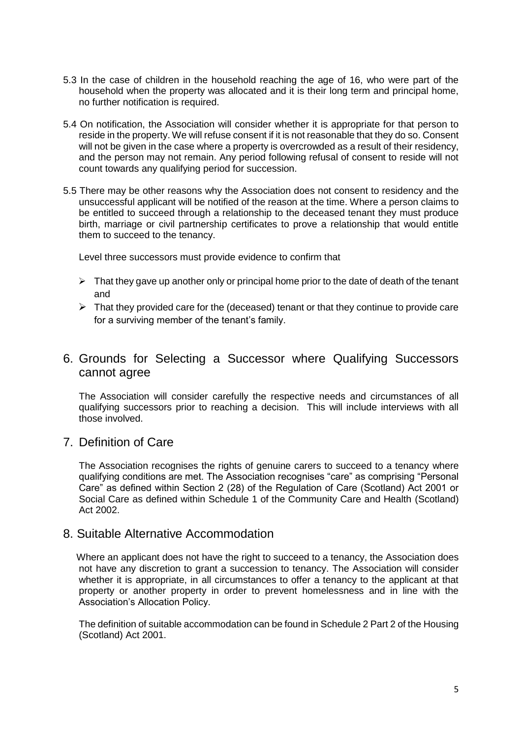5.3 In the case of children in the household reaching the age of 16, who were part of the household when the property was allocated and it is their long term and principal home, no further notification is required.

5.4 On notification, the Association will consider whether it is appropriate for that person to reside in the property. We will refuse consent if it is not reasonable that they do so. Consent will not be given in the case where a property is overcrowded as a result of their residency, and the person may not remain. Any period following refusal of consent to reside will not count towards any qualifying period for succession.

5.5 There may be other reasons why the Association does not consent to residency and the unsuccessful applicant will be notified of the reason at the time. Where a person claims to be entitled to succeed through a relationship to the deceased tenant they must produce birth, marriage or civil partnership certificates to prove a relationship that would entitle them to succeed to the tenancy.

Level three successors must provide evidence to confirm that

- That they gave up another only or principal home prior to the date of death of the tenant and
- That they provided care for the (deceased) tenant or that they continue to provide care for a surviving member of the tenant's family.

## 6. Grounds for Selecting a Successor where Qualifying Successors cannot agree

The Association will consider carefully the respective needs and circumstances of all qualifying successors prior to reaching a decision. This will include interviews with all those involved.

## 7. Definition of Care

The Association recognises the rights of genuine carers to succeed to a tenancy where qualifying conditions are met. The Association recognises "care" as comprising "Personal Care" as defined within Section 2 (28) of the Regulation of Care (Scotland) Act 2001 or Social Care as defined within Schedule 1 of the Community Care and Health (Scotland) Act 2002.

## 8. Suitable Alternative Accommodation

Where an applicant does not have the right to succeed to a tenancy, the Association does not have any discretion to grant a succession to tenancy. The Association will consider whether it is appropriate, in all circumstances to offer a tenancy to the applicant at that property or another property in order to prevent homelessness and in line with the Association's Allocation Policy.

The definition of suitable accommodation can be found in Schedule 2 Part 2 of the Housing (Scotland) Act 2001.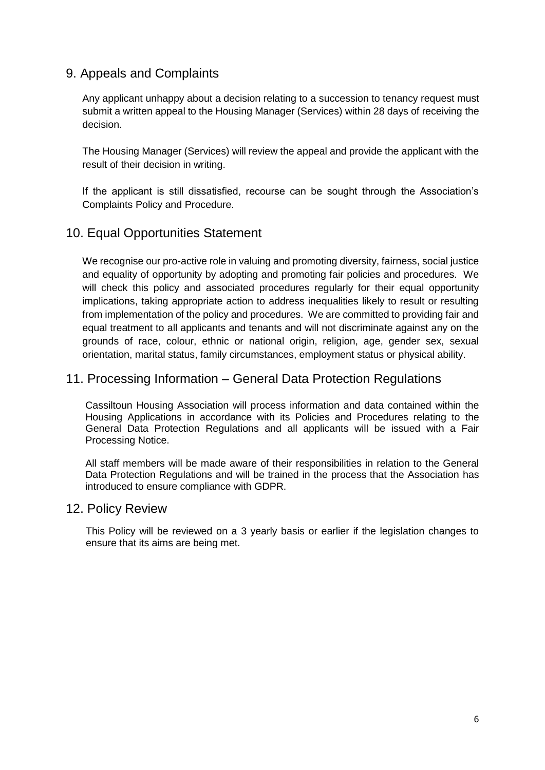## 9. Appeals and Complaints

Any applicant unhappy about a decision relating to a succession to tenancy request must submit a written appeal to the Housing Manager (Services) within 28 days of receiving the decision.

The Housing Manager (Services) will review the appeal and provide the applicant with the result of their decision in writing.

If the applicant is still dissatisfied, recourse can be sought through the Association's Complaints Policy and Procedure.

## 10. Equal Opportunities Statement

We recognise our pro-active role in valuing and promoting diversity, fairness, social justice and equality of opportunity by adopting and promoting fair policies and procedures. We will check this policy and associated procedures regularly for their equal opportunity implications, taking appropriate action to address inequalities likely to result or resulting from implementation of the policy and procedures. We are committed to providing fair and equal treatment to all applicants and tenants and will not discriminate against any on the grounds of race, colour, ethnic or national origin, religion, age, gender sex, sexual orientation, marital status, family circumstances, employment status or physical ability.

## 11. Processing Information – General Data Protection Regulations

Cassiltoun Housing Association will process information and data contained within the Housing Applications in accordance with its Policies and Procedures relating to the General Data Protection Regulations and all applicants will be issued with a Fair Processing Notice.

All staff members will be made aware of their responsibilities in relation to the General Data Protection Regulations and will be trained in the process that the Association has introduced to ensure compliance with GDPR.

## 12. Policy Review

This Policy will be reviewed on a 3 yearly basis or earlier if the legislation changes to ensure that its aims are being met.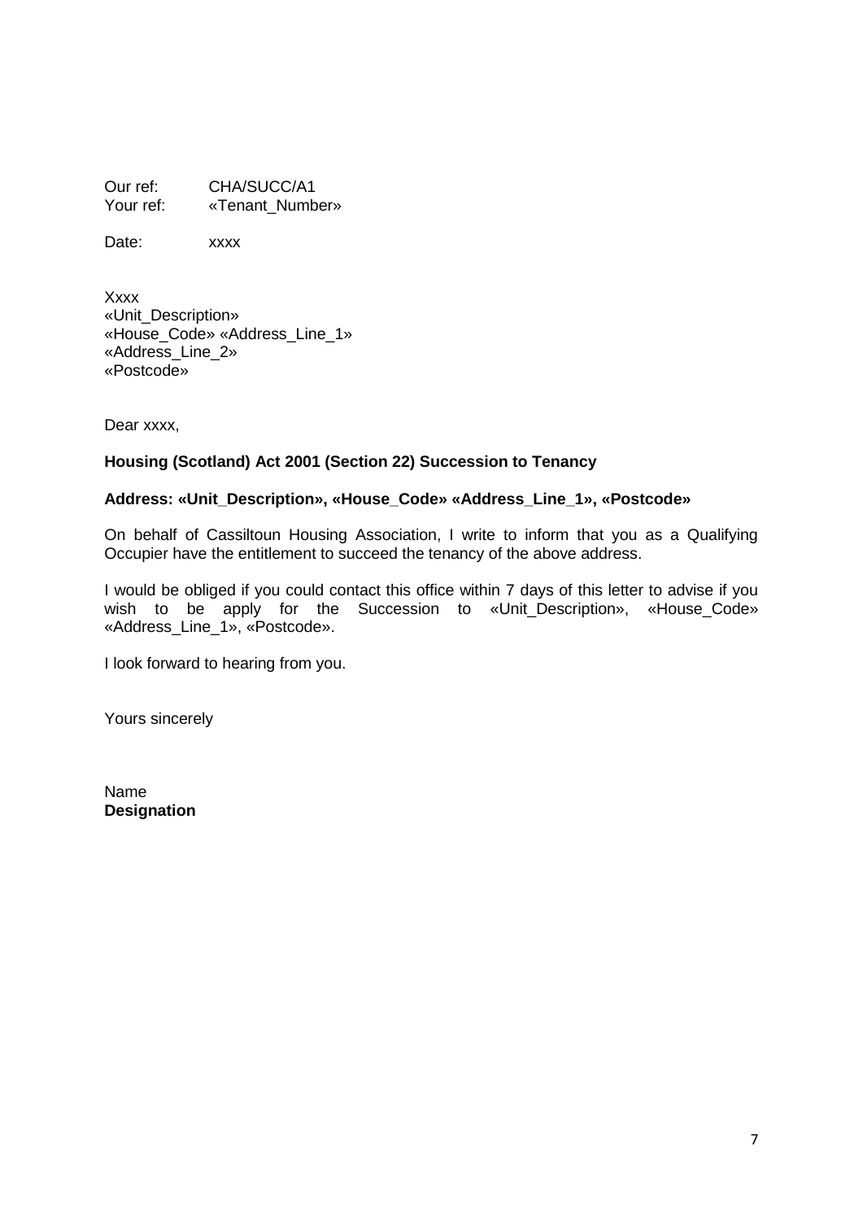Our ref: CHA/SUCC/A1
Your ref: «Tenant_Number»

Date: xxxx

Xxxx
«Unit_Description»
«House_Code» «Address_Line_1»
«Address_Line_2»
«Postcode»

Dear xxxx,

**Housing (Scotland) Act 2001 (Section 22) Succession to Tenancy**

**Address: «Unit_Description», «House_Code» «Address_Line_1», «Postcode»**

On behalf of Cassiltoun Housing Association, I write to inform that you as a Qualifying Occupier have the entitlement to succeed the tenancy of the above address.

I would be obliged if you could contact this office within 7 days of this letter to advise if you wish to be apply for the Succession to «Unit_Description», «House_Code» «Address_Line_1», «Postcode».

I look forward to hearing from you.

Yours sincerely

Name
**Designation**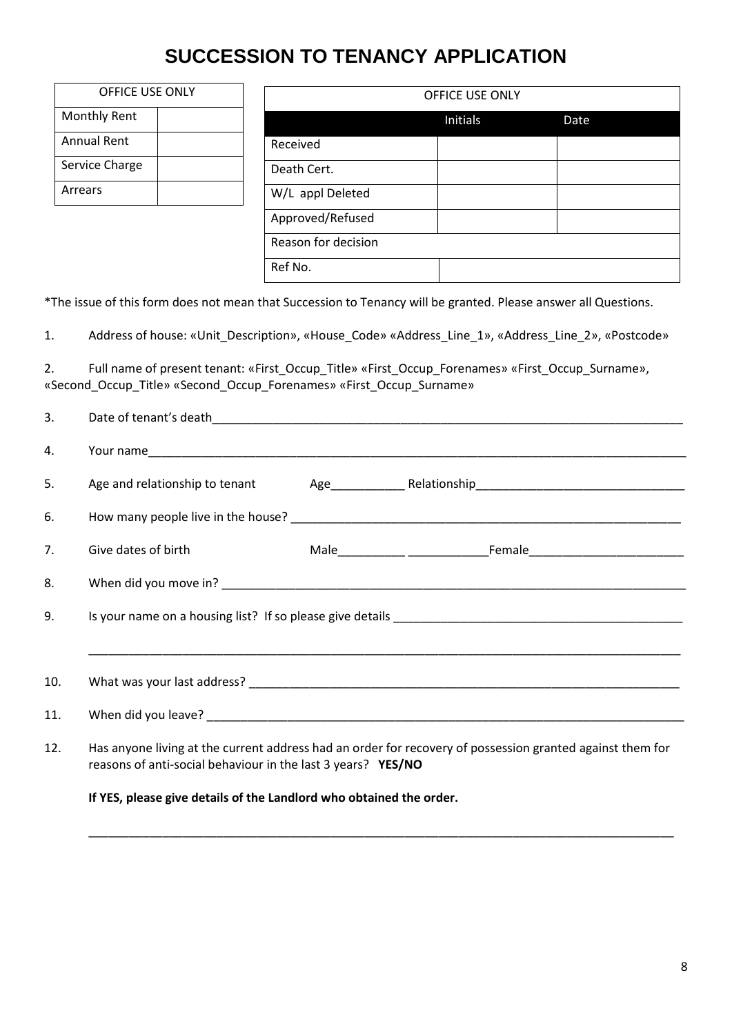# SUCCESSION TO TENANCY APPLICATION

| OFFICE USE ONLY | |
|---|---|
| Monthly Rent | |
| Annual Rent | |
| Service Charge | |
| Arrears | |

| OFFICE USE ONLY | | |
|---|---|---|
| | Initials | Date |
| Received | | |
| Death Cert. | | |
| W/L appl Deleted | | |
| Approved/Refused | | |
| Reason for decision | | |
| Ref No. | | |

*The issue of this form does not mean that Succession to Tenancy will be granted. Please answer all Questions.

1. Address of house: «Unit_Description», «House_Code» «Address_Line_1», «Address_Line_2», «Postcode»

2. Full name of present tenant: «First_Occup_Title» «First_Occup_Forenames» «First_Occup_Surname», «Second_Occup_Title» «Second_Occup_Forenames» «First_Occup_Surname»

3. Date of tenant's death___________________________________________________________________________

4. Your name_________________________________________________________________________________________

5. Age and relationship to tenant Age___________ Relationship_______________________________

6. How many people live in the house? ______________________________________________________________

7. Give dates of birth Male__________ ____________Female_______________________

8. When did you move in? ______________________________________________________________________

9. Is your name on a housing list? If so please give details ____________________________________________

_____________________________________________________________________________________________

10. What was your last address? __________________________________________________________________

11. When did you leave? ________________________________________________________________________

12. Has anyone living at the current address had an order for recovery of possession granted against them for reasons of anti-social behaviour in the last 3 years? **YES/NO**

**If YES, please give details of the Landlord who obtained the order.**

_____________________________________________________________________________________________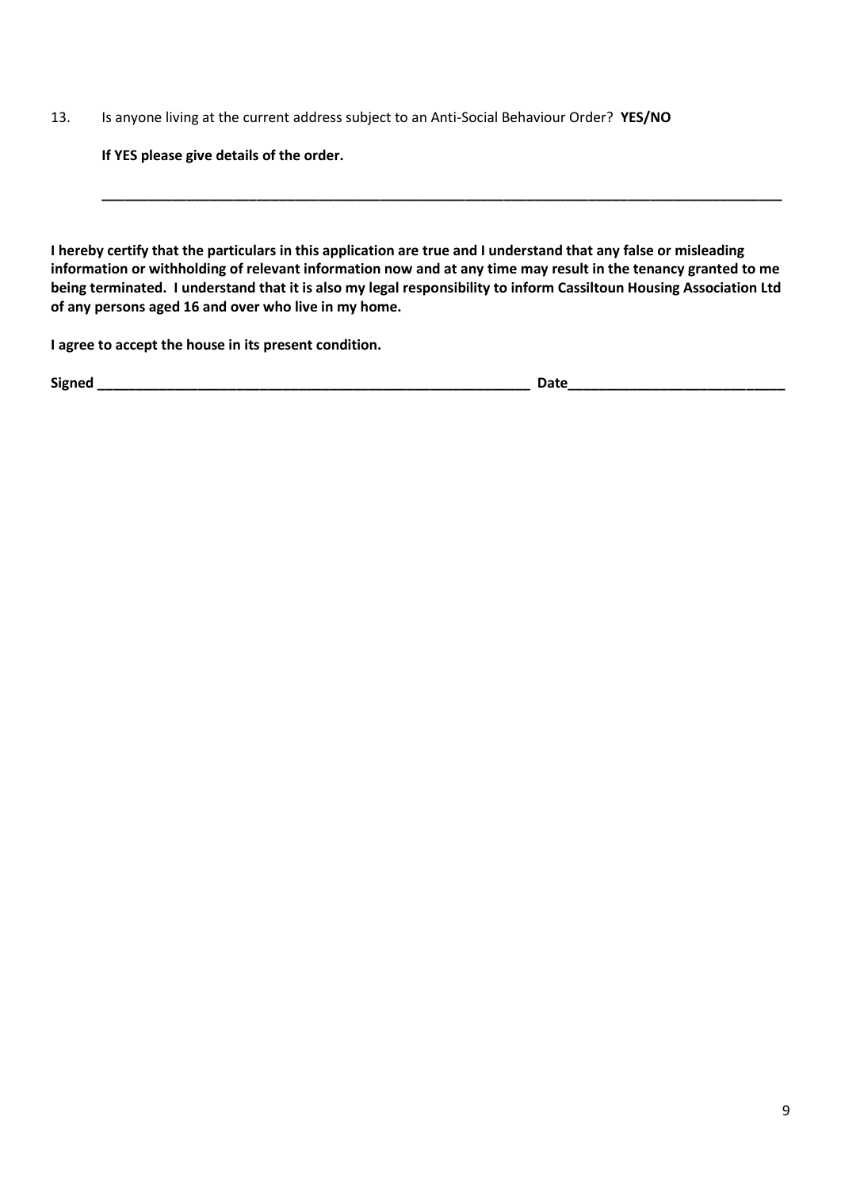13. Is anyone living at the current address subject to an Anti-Social Behaviour Order? **YES/NO**

**If YES please give details of the order.**

**______________________________________________________________________________________**

**I hereby certify that the particulars in this application are true and I understand that any false or misleading information or withholding of relevant information now and at any time may result in the tenancy granted to me being terminated. I understand that it is also my legal responsibility to inform Cassiltoun Housing Association Ltd of any persons aged 16 and over who live in my home.**

**I agree to accept the house in its present condition.**

**Signed ________________________________________________________ Date____________________________**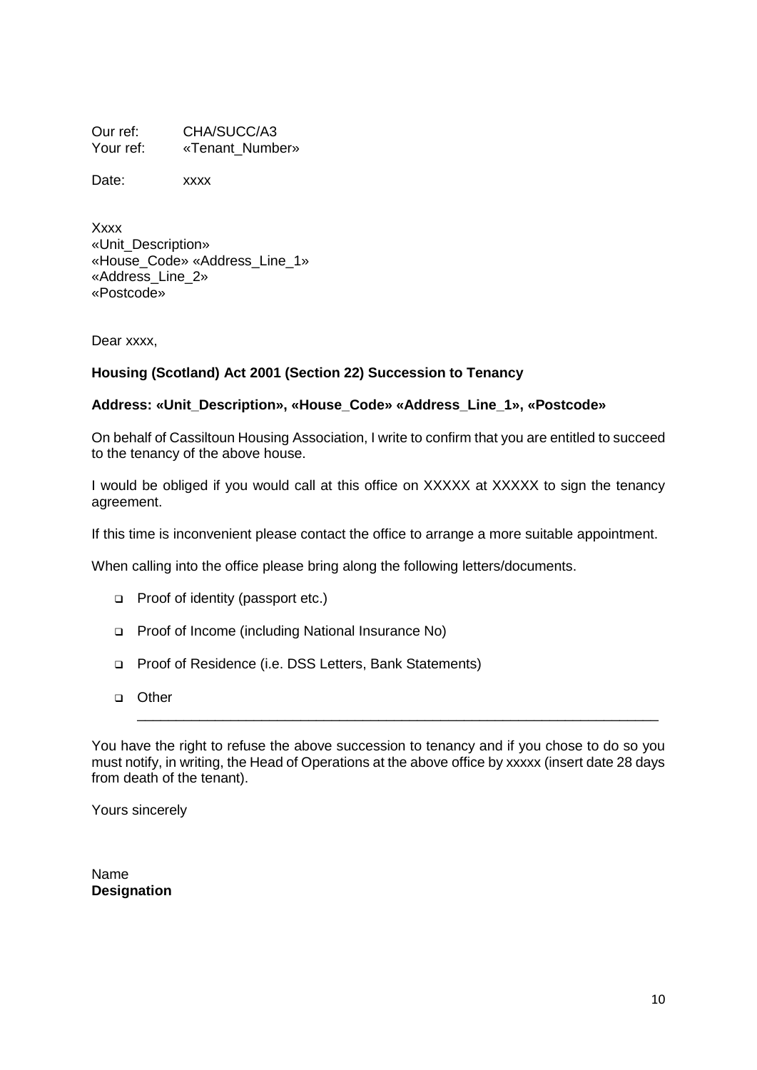Our ref: CHA/SUCC/A3
Your ref: «Tenant_Number»

Date: xxxx

Xxxx
«Unit_Description»
«House_Code» «Address_Line_1»
«Address_Line_2»
«Postcode»

Dear xxxx,

**Housing (Scotland) Act 2001 (Section 22) Succession to Tenancy**

**Address: «Unit_Description», «House_Code» «Address_Line_1», «Postcode»**

On behalf of Cassiltoun Housing Association, I write to confirm that you are entitled to succeed to the tenancy of the above house.

I would be obliged if you would call at this office on XXXXX at XXXXX to sign the tenancy agreement.

If this time is inconvenient please contact the office to arrange a more suitable appointment.

When calling into the office please bring along the following letters/documents.

- Proof of identity (passport etc.)
- Proof of Income (including National Insurance No)
- Proof of Residence (i.e. DSS Letters, Bank Statements)
- Other
  ______________________________________________________________________

You have the right to refuse the above succession to tenancy and if you chose to do so you must notify, in writing, the Head of Operations at the above office by xxxxx (insert date 28 days from death of the tenant).

Yours sincerely

Name
**Designation**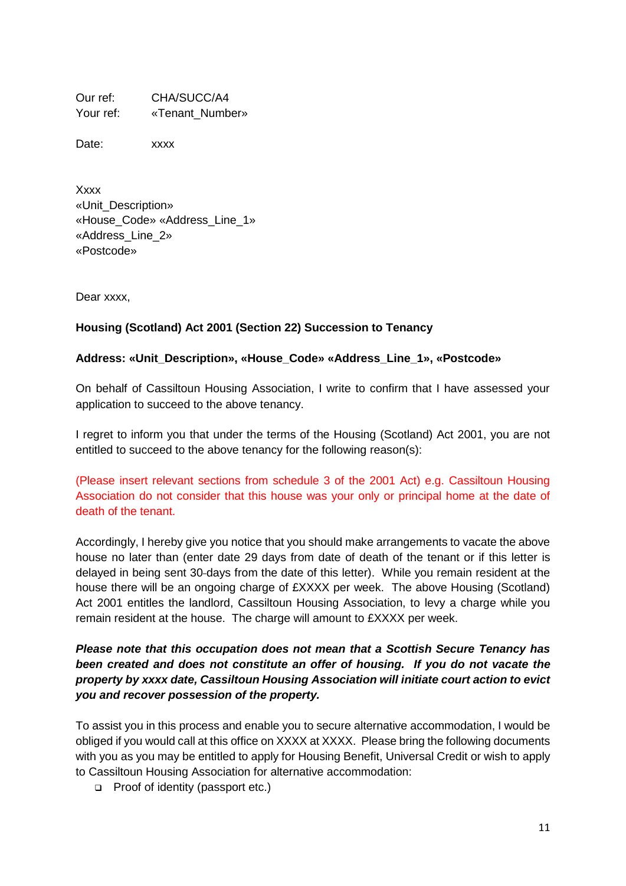Our ref: CHA/SUCC/A4
Your ref: «Tenant_Number»

Date: xxxx

Xxxx
«Unit_Description»
«House_Code» «Address_Line_1»
«Address_Line_2»
«Postcode»

Dear xxxx,

**Housing (Scotland) Act 2001 (Section 22) Succession to Tenancy**

**Address: «Unit_Description», «House_Code» «Address_Line_1», «Postcode»**

On behalf of Cassiltoun Housing Association, I write to confirm that I have assessed your application to succeed to the above tenancy.

I regret to inform you that under the terms of the Housing (Scotland) Act 2001, you are not entitled to succeed to the above tenancy for the following reason(s):

(Please insert relevant sections from schedule 3 of the 2001 Act) e.g. Cassiltoun Housing Association do not consider that this house was your only or principal home at the date of death of the tenant.

Accordingly, I hereby give you notice that you should make arrangements to vacate the above house no later than (enter date 29 days from date of death of the tenant or if this letter is delayed in being sent 30-days from the date of this letter). While you remain resident at the house there will be an ongoing charge of £XXXX per week. The above Housing (Scotland) Act 2001 entitles the landlord, Cassiltoun Housing Association, to levy a charge while you remain resident at the house. The charge will amount to £XXXX per week.

***Please note that this occupation does not mean that a Scottish Secure Tenancy has been created and does not constitute an offer of housing. If you do not vacate the property by xxxx date, Cassiltoun Housing Association will initiate court action to evict you and recover possession of the property.***

To assist you in this process and enable you to secure alternative accommodation, I would be obliged if you would call at this office on XXXX at XXXX. Please bring the following documents with you as you may be entitled to apply for Housing Benefit, Universal Credit or wish to apply to Cassiltoun Housing Association for alternative accommodation:

- Proof of identity (passport etc.)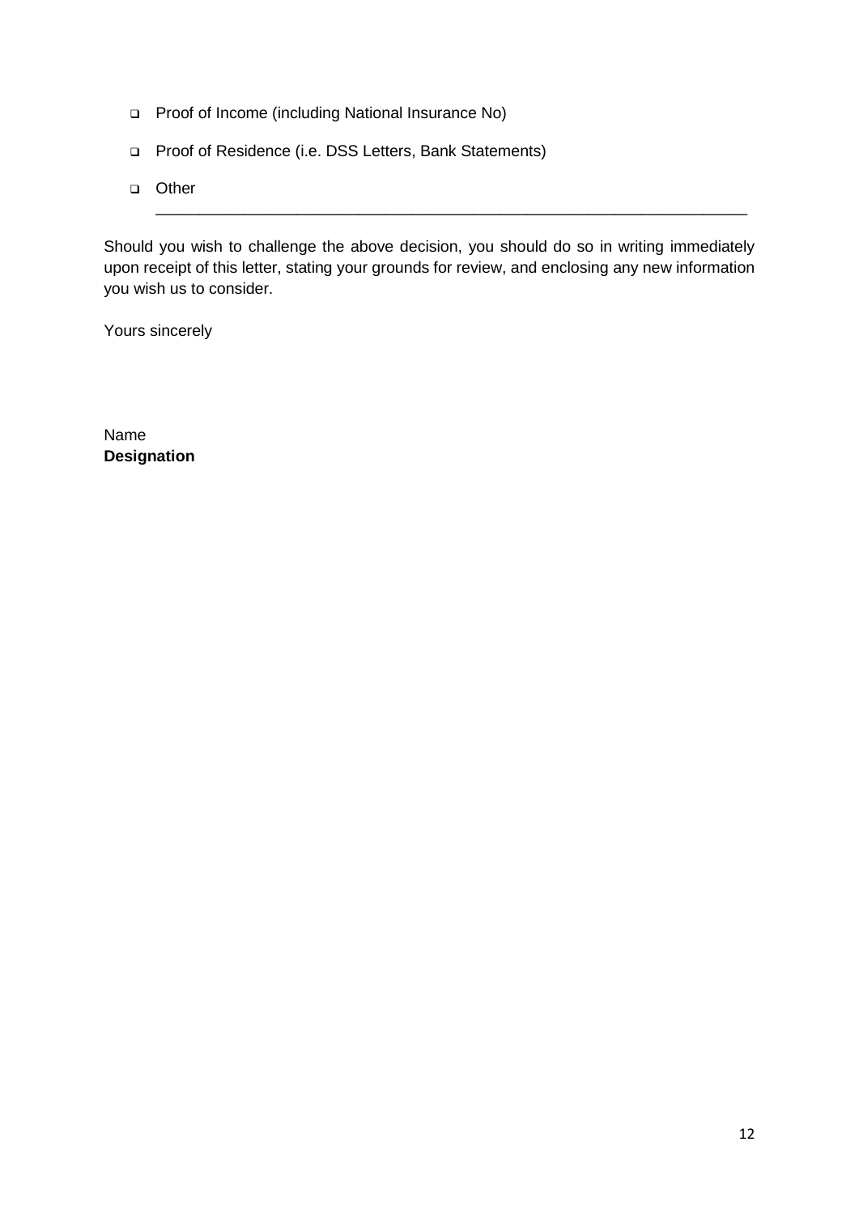- ☐ Proof of Income (including National Insurance No)
- ☐ Proof of Residence (i.e. DSS Letters, Bank Statements)
- ☐ Other ______________________________________________________________

Should you wish to challenge the above decision, you should do so in writing immediately upon receipt of this letter, stating your grounds for review, and enclosing any new information you wish us to consider.

Yours sincerely

Name
**Designation**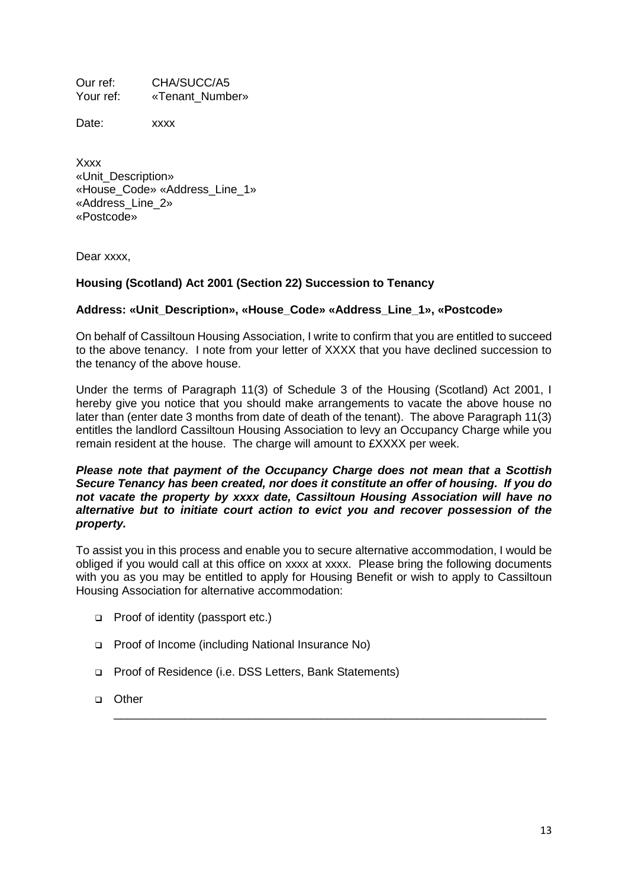Our ref: CHA/SUCC/A5
Your ref: «Tenant_Number»

Date: xxxx

Xxxx
«Unit_Description»
«House_Code» «Address_Line_1»
«Address_Line_2»
«Postcode»

Dear xxxx,

**Housing (Scotland) Act 2001 (Section 22) Succession to Tenancy**

**Address: «Unit_Description», «House_Code» «Address_Line_1», «Postcode»**

On behalf of Cassiltoun Housing Association, I write to confirm that you are entitled to succeed to the above tenancy. I note from your letter of XXXX that you have declined succession to the tenancy of the above house.

Under the terms of Paragraph 11(3) of Schedule 3 of the Housing (Scotland) Act 2001, I hereby give you notice that you should make arrangements to vacate the above house no later than (enter date 3 months from date of death of the tenant). The above Paragraph 11(3) entitles the landlord Cassiltoun Housing Association to levy an Occupancy Charge while you remain resident at the house. The charge will amount to £XXXX per week.

***Please note that payment of the Occupancy Charge does not mean that a Scottish Secure Tenancy has been created, nor does it constitute an offer of housing. If you do not vacate the property by xxxx date, Cassiltoun Housing Association will have no alternative but to initiate court action to evict you and recover possession of the property.***

To assist you in this process and enable you to secure alternative accommodation, I would be obliged if you would call at this office on xxxx at xxxx. Please bring the following documents with you as you may be entitled to apply for Housing Benefit or wish to apply to Cassiltoun Housing Association for alternative accommodation:

- ❑ Proof of identity (passport etc.)
- ❑ Proof of Income (including National Insurance No)
- ❑ Proof of Residence (i.e. DSS Letters, Bank Statements)
- ❑ Other ______________________________________________________________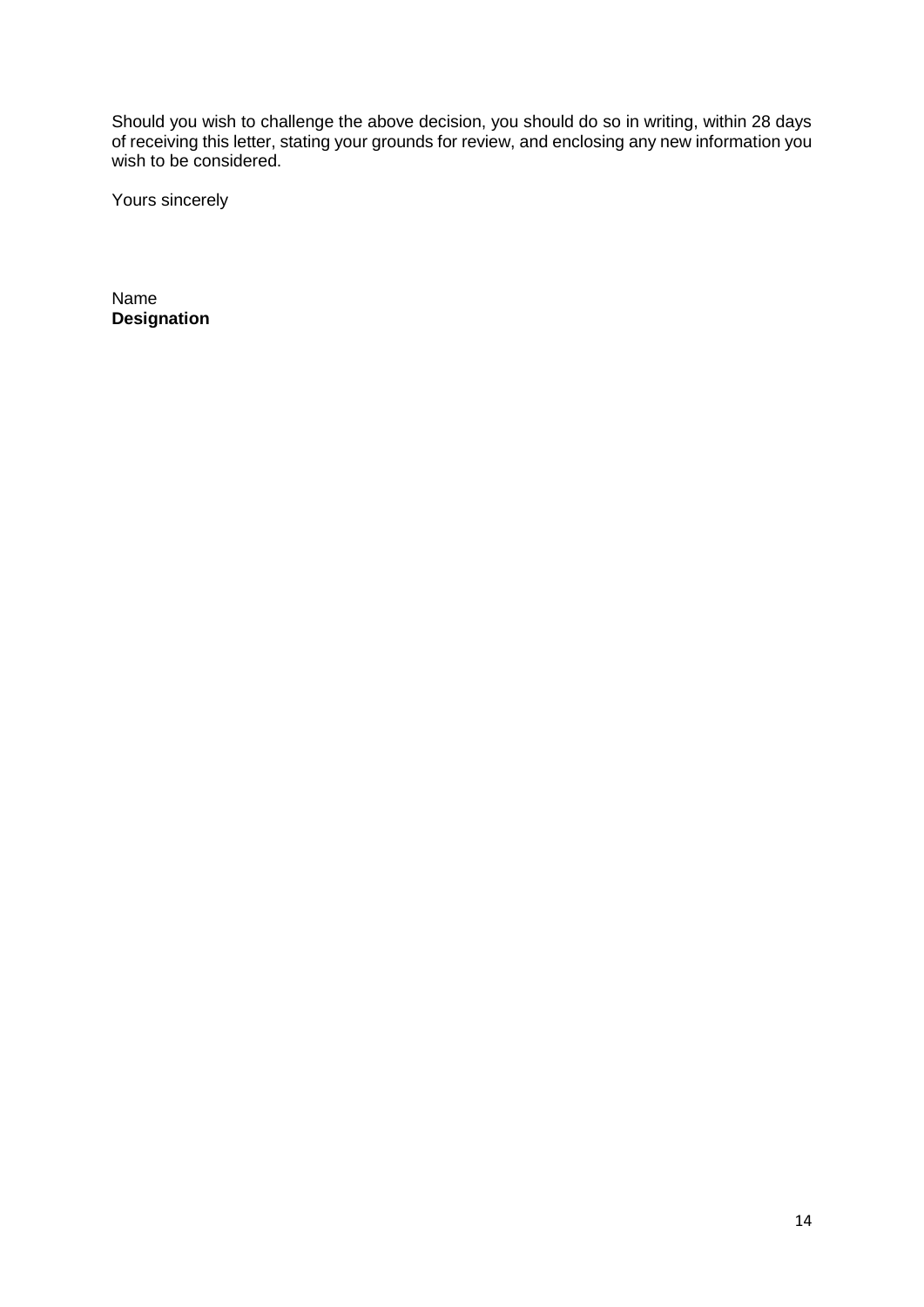Should you wish to challenge the above decision, you should do so in writing, within 28 days of receiving this letter, stating your grounds for review, and enclosing any new information you wish to be considered.

Yours sincerely

Name
**Designation**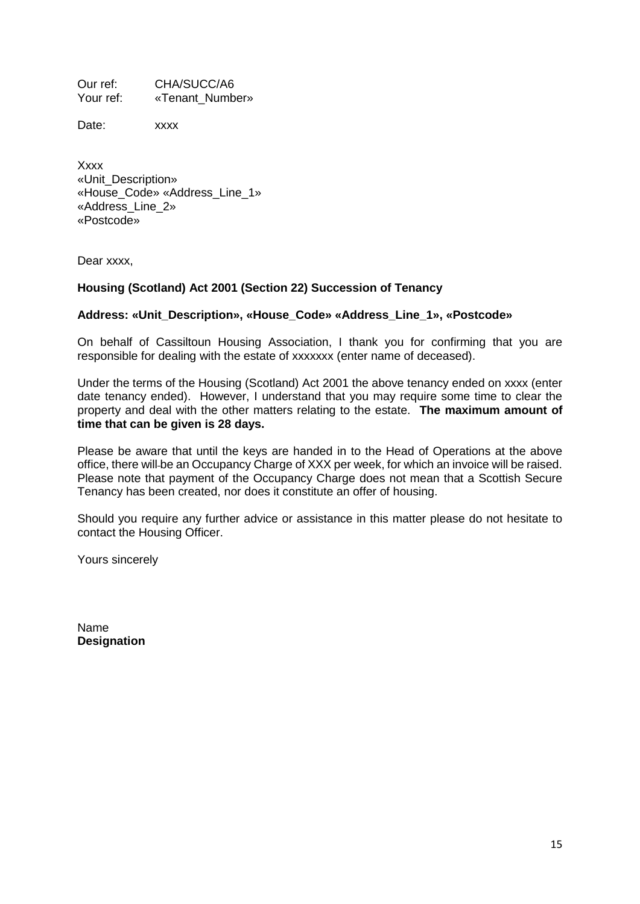Our ref: CHA/SUCC/A6
Your ref: «Tenant_Number»

Date: xxxx

Xxxx
«Unit_Description»
«House_Code» «Address_Line_1»
«Address_Line_2»
«Postcode»

Dear xxxx,

**Housing (Scotland) Act 2001 (Section 22) Succession of Tenancy**

**Address: «Unit_Description», «House_Code» «Address_Line_1», «Postcode»**

On behalf of Cassiltoun Housing Association, I thank you for confirming that you are responsible for dealing with the estate of xxxxxxx (enter name of deceased).

Under the terms of the Housing (Scotland) Act 2001 the above tenancy ended on xxxx (enter date tenancy ended). However, I understand that you may require some time to clear the property and deal with the other matters relating to the estate. **The maximum amount of time that can be given is 28 days.**

Please be aware that until the keys are handed in to the Head of Operations at the above office, there will be an Occupancy Charge of XXX per week, for which an invoice will be raised. Please note that payment of the Occupancy Charge does not mean that a Scottish Secure Tenancy has been created, nor does it constitute an offer of housing.

Should you require any further advice or assistance in this matter please do not hesitate to contact the Housing Officer.

Yours sincerely

Name
**Designation**